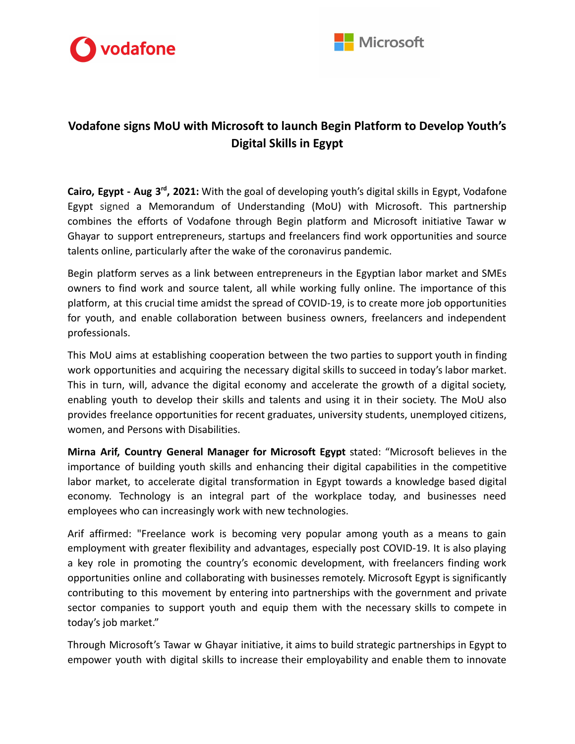vodafone

Microsoft

# Vodafone signs MoU with Microsoft to launch Begin Platform to Develop Youth's Digital Skills in Egypt

**Cairo, Egypt - Aug 3rd, 2021:** With the goal of developing youth's digital skills in Egypt, Vodafone Egypt signed a Memorandum of Understanding (MoU) with Microsoft. This partnership combines the efforts of Vodafone through Begin platform and Microsoft initiative Tawar w Ghayar to support entrepreneurs, startups and freelancers find work opportunities and source talents online, particularly after the wake of the coronavirus pandemic.

Begin platform serves as a link between entrepreneurs in the Egyptian labor market and SMEs owners to find work and source talent, all while working fully online. The importance of this platform, at this crucial time amidst the spread of COVID-19, is to create more job opportunities for youth, and enable collaboration between business owners, freelancers and independent professionals.

This MoU aims at establishing cooperation between the two parties to support youth in finding work opportunities and acquiring the necessary digital skills to succeed in today's labor market. This in turn, will, advance the digital economy and accelerate the growth of a digital society, enabling youth to develop their skills and talents and using it in their society. The MoU also provides freelance opportunities for recent graduates, university students, unemployed citizens, women, and Persons with Disabilities.

**Mirna Arif, Country General Manager for Microsoft Egypt** stated: "Microsoft believes in the importance of building youth skills and enhancing their digital capabilities in the competitive labor market, to accelerate digital transformation in Egypt towards a knowledge based digital economy. Technology is an integral part of the workplace today, and businesses need employees who can increasingly work with new technologies.

Arif affirmed: "Freelance work is becoming very popular among youth as a means to gain employment with greater flexibility and advantages, especially post COVID-19. It is also playing a key role in promoting the country's economic development, with freelancers finding work opportunities online and collaborating with businesses remotely. Microsoft Egypt is significantly contributing to this movement by entering into partnerships with the government and private sector companies to support youth and equip them with the necessary skills to compete in today's job market."

Through Microsoft's Tawar w Ghayar initiative, it aims to build strategic partnerships in Egypt to empower youth with digital skills to increase their employability and enable them to innovate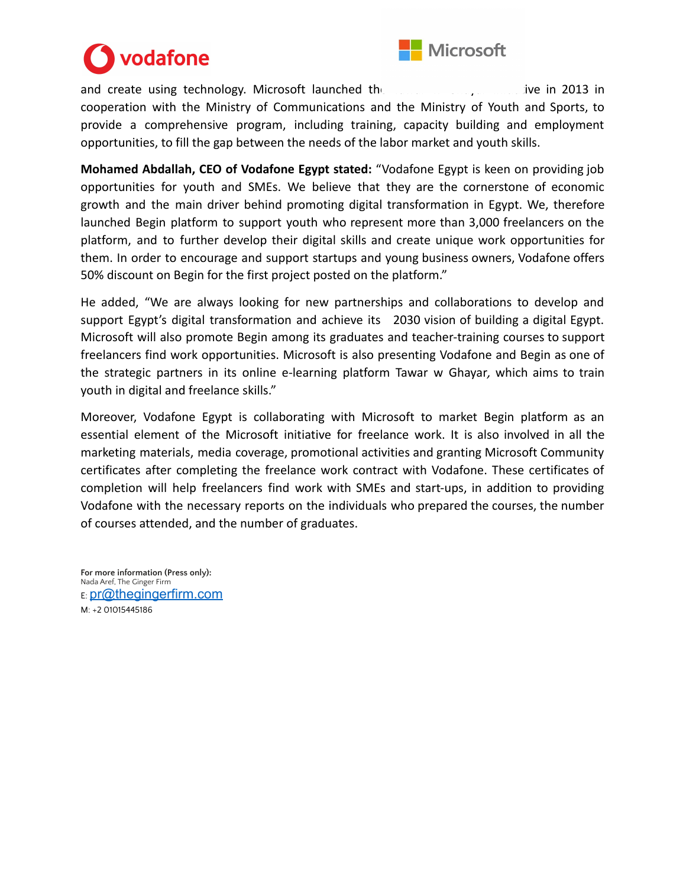and create using technology. Microsoft launched th... ...ive in 2013 in cooperation with the Ministry of Communications and the Ministry of Youth and Sports, to provide a comprehensive program, including training, capacity building and employment opportunities, to fill the gap between the needs of the labor market and youth skills.

**Mohamed Abdallah, CEO of Vodafone Egypt stated:** "Vodafone Egypt is keen on providing job opportunities for youth and SMEs. We believe that they are the cornerstone of economic growth and the main driver behind promoting digital transformation in Egypt. We, therefore launched Begin platform to support youth who represent more than 3,000 freelancers on the platform, and to further develop their digital skills and create unique work opportunities for them. In order to encourage and support startups and young business owners, Vodafone offers 50% discount on Begin for the first project posted on the platform."

He added, "We are always looking for new partnerships and collaborations to develop and support Egypt's digital transformation and achieve its 2030 vision of building a digital Egypt. Microsoft will also promote Begin among its graduates and teacher-training courses to support freelancers find work opportunities. Microsoft is also presenting Vodafone and Begin as one of the strategic partners in its online e-learning platform Tawar w Ghayar, which aims to train youth in digital and freelance skills."

Moreover, Vodafone Egypt is collaborating with Microsoft to market Begin platform as an essential element of the Microsoft initiative for freelance work. It is also involved in all the marketing materials, media coverage, promotional activities and granting Microsoft Community certificates after completing the freelance work contract with Vodafone. These certificates of completion will help freelancers find work with SMEs and start-ups, in addition to providing Vodafone with the necessary reports on the individuals who prepared the courses, the number of courses attended, and the number of graduates.

**For more information (Press only):**
Nada Aref, The Ginger Firm
E: pr@thegingerfirm.com
M: +2 01015445186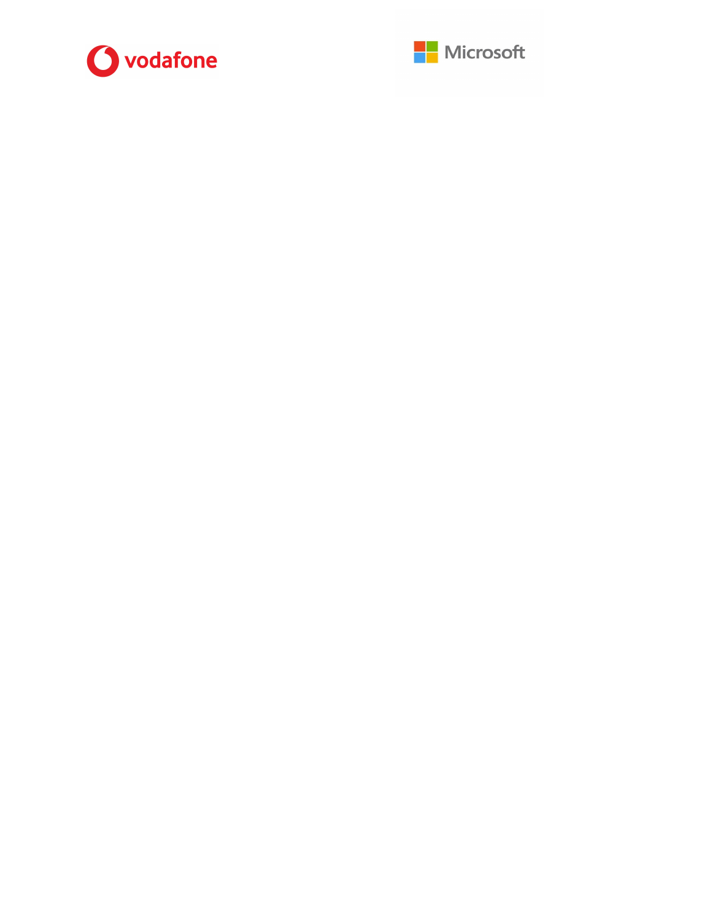vodafone

Microsoft